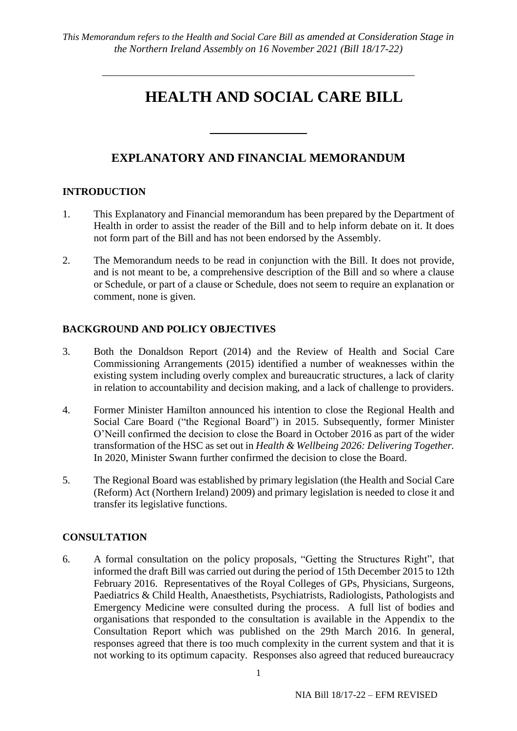*This Memorandum refers to the Health and Social Care Bill as amended at Consideration Stage in the Northern Ireland Assembly on 16 November 2021 (Bill 18/17-22)*

---

# HEALTH AND SOCIAL CARE BILL

---

## EXPLANATORY AND FINANCIAL MEMORANDUM

### INTRODUCTION

1. This Explanatory and Financial memorandum has been prepared by the Department of Health in order to assist the reader of the Bill and to help inform debate on it. It does not form part of the Bill and has not been endorsed by the Assembly.

2. The Memorandum needs to be read in conjunction with the Bill. It does not provide, and is not meant to be, a comprehensive description of the Bill and so where a clause or Schedule, or part of a clause or Schedule, does not seem to require an explanation or comment, none is given.

### BACKGROUND AND POLICY OBJECTIVES

3. Both the Donaldson Report (2014) and the Review of Health and Social Care Commissioning Arrangements (2015) identified a number of weaknesses within the existing system including overly complex and bureaucratic structures, a lack of clarity in relation to accountability and decision making, and a lack of challenge to providers.

4. Former Minister Hamilton announced his intention to close the Regional Health and Social Care Board ("the Regional Board") in 2015. Subsequently, former Minister O'Neill confirmed the decision to close the Board in October 2016 as part of the wider transformation of the HSC as set out in *Health & Wellbeing 2026: Delivering Together.* In 2020, Minister Swann further confirmed the decision to close the Board.

5. The Regional Board was established by primary legislation (the Health and Social Care (Reform) Act (Northern Ireland) 2009) and primary legislation is needed to close it and transfer its legislative functions.

### CONSULTATION

6. A formal consultation on the policy proposals, "Getting the Structures Right", that informed the draft Bill was carried out during the period of 15th December 2015 to 12th February 2016. Representatives of the Royal Colleges of GPs, Physicians, Surgeons, Paediatrics & Child Health, Anaesthetists, Psychiatrists, Radiologists, Pathologists and Emergency Medicine were consulted during the process. A full list of bodies and organisations that responded to the consultation is available in the Appendix to the Consultation Report which was published on the 29th March 2016. In general, responses agreed that there is too much complexity in the current system and that it is not working to its optimum capacity. Responses also agreed that reduced bureaucracy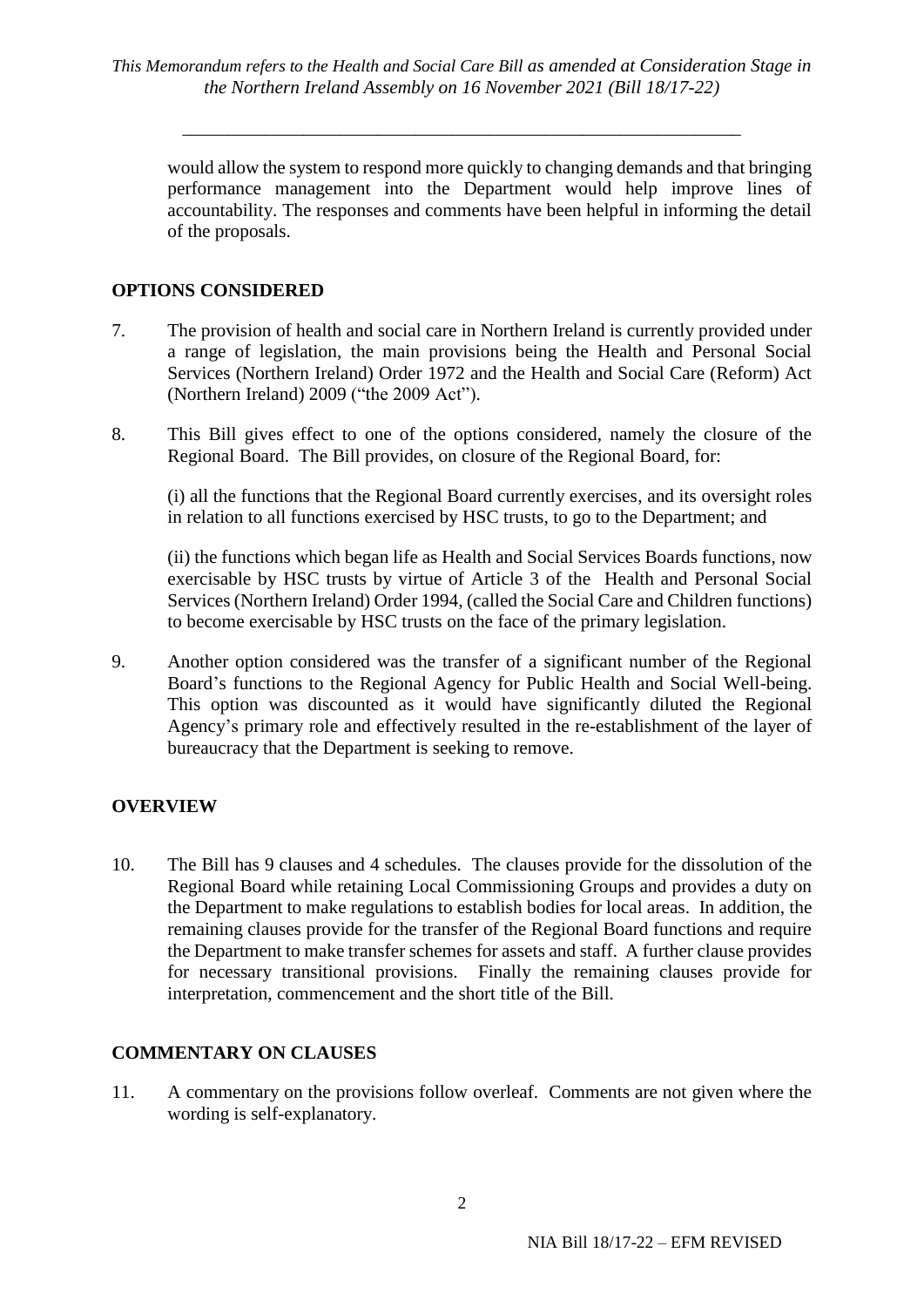would allow the system to respond more quickly to changing demands and that bringing performance management into the Department would help improve lines of accountability. The responses and comments have been helpful in informing the detail of the proposals.

## OPTIONS CONSIDERED

7. The provision of health and social care in Northern Ireland is currently provided under a range of legislation, the main provisions being the Health and Personal Social Services (Northern Ireland) Order 1972 and the Health and Social Care (Reform) Act (Northern Ireland) 2009 ("the 2009 Act").

8. This Bill gives effect to one of the options considered, namely the closure of the Regional Board. The Bill provides, on closure of the Regional Board, for:

   (i) all the functions that the Regional Board currently exercises, and its oversight roles in relation to all functions exercised by HSC trusts, to go to the Department; and

   (ii) the functions which began life as Health and Social Services Boards functions, now exercisable by HSC trusts by virtue of Article 3 of the Health and Personal Social Services (Northern Ireland) Order 1994, (called the Social Care and Children functions) to become exercisable by HSC trusts on the face of the primary legislation.

9. Another option considered was the transfer of a significant number of the Regional Board's functions to the Regional Agency for Public Health and Social Well-being. This option was discounted as it would have significantly diluted the Regional Agency's primary role and effectively resulted in the re-establishment of the layer of bureaucracy that the Department is seeking to remove.

## OVERVIEW

10. The Bill has 9 clauses and 4 schedules. The clauses provide for the dissolution of the Regional Board while retaining Local Commissioning Groups and provides a duty on the Department to make regulations to establish bodies for local areas. In addition, the remaining clauses provide for the transfer of the Regional Board functions and require the Department to make transfer schemes for assets and staff. A further clause provides for necessary transitional provisions. Finally the remaining clauses provide for interpretation, commencement and the short title of the Bill.

## COMMENTARY ON CLAUSES

11. A commentary on the provisions follow overleaf. Comments are not given where the wording is self-explanatory.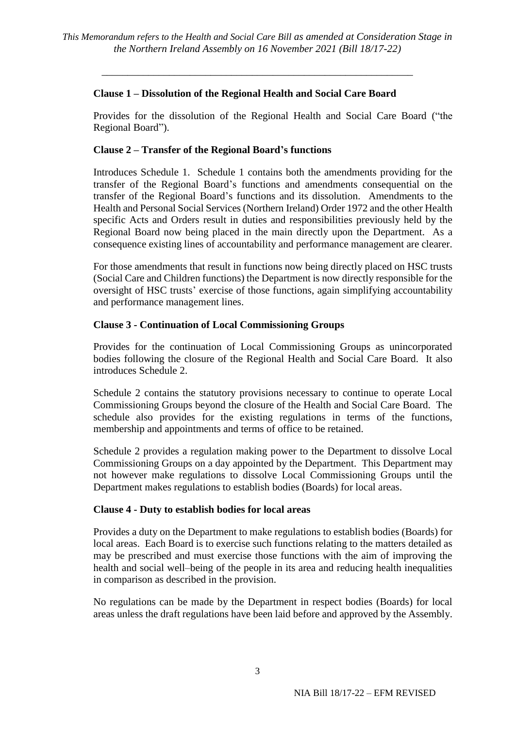### Clause 1 – Dissolution of the Regional Health and Social Care Board

Provides for the dissolution of the Regional Health and Social Care Board ("the Regional Board").

### Clause 2 – Transfer of the Regional Board's functions

Introduces Schedule 1. Schedule 1 contains both the amendments providing for the transfer of the Regional Board's functions and amendments consequential on the transfer of the Regional Board's functions and its dissolution. Amendments to the Health and Personal Social Services (Northern Ireland) Order 1972 and the other Health specific Acts and Orders result in duties and responsibilities previously held by the Regional Board now being placed in the main directly upon the Department. As a consequence existing lines of accountability and performance management are clearer.

For those amendments that result in functions now being directly placed on HSC trusts (Social Care and Children functions) the Department is now directly responsible for the oversight of HSC trusts' exercise of those functions, again simplifying accountability and performance management lines.

### Clause 3 - Continuation of Local Commissioning Groups

Provides for the continuation of Local Commissioning Groups as unincorporated bodies following the closure of the Regional Health and Social Care Board. It also introduces Schedule 2.

Schedule 2 contains the statutory provisions necessary to continue to operate Local Commissioning Groups beyond the closure of the Health and Social Care Board. The schedule also provides for the existing regulations in terms of the functions, membership and appointments and terms of office to be retained.

Schedule 2 provides a regulation making power to the Department to dissolve Local Commissioning Groups on a day appointed by the Department. This Department may not however make regulations to dissolve Local Commissioning Groups until the Department makes regulations to establish bodies (Boards) for local areas.

### Clause 4 - Duty to establish bodies for local areas

Provides a duty on the Department to make regulations to establish bodies (Boards) for local areas. Each Board is to exercise such functions relating to the matters detailed as may be prescribed and must exercise those functions with the aim of improving the health and social well–being of the people in its area and reducing health inequalities in comparison as described in the provision.

No regulations can be made by the Department in respect bodies (Boards) for local areas unless the draft regulations have been laid before and approved by the Assembly.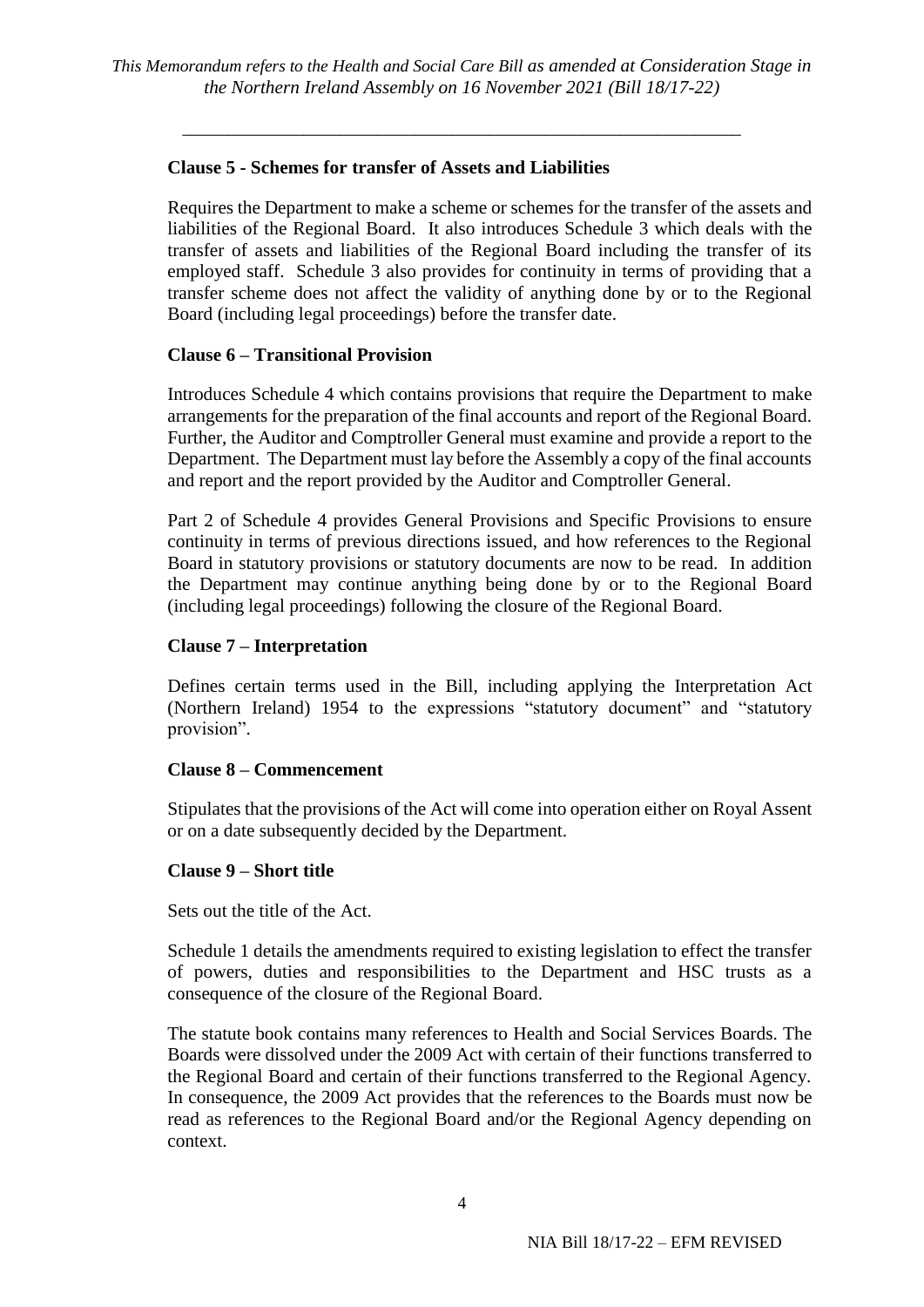**Clause 5 - Schemes for transfer of Assets and Liabilities**

Requires the Department to make a scheme or schemes for the transfer of the assets and liabilities of the Regional Board. It also introduces Schedule 3 which deals with the transfer of assets and liabilities of the Regional Board including the transfer of its employed staff. Schedule 3 also provides for continuity in terms of providing that a transfer scheme does not affect the validity of anything done by or to the Regional Board (including legal proceedings) before the transfer date.

**Clause 6 – Transitional Provision**

Introduces Schedule 4 which contains provisions that require the Department to make arrangements for the preparation of the final accounts and report of the Regional Board. Further, the Auditor and Comptroller General must examine and provide a report to the Department. The Department must lay before the Assembly a copy of the final accounts and report and the report provided by the Auditor and Comptroller General.

Part 2 of Schedule 4 provides General Provisions and Specific Provisions to ensure continuity in terms of previous directions issued, and how references to the Regional Board in statutory provisions or statutory documents are now to be read. In addition the Department may continue anything being done by or to the Regional Board (including legal proceedings) following the closure of the Regional Board.

**Clause 7 – Interpretation**

Defines certain terms used in the Bill, including applying the Interpretation Act (Northern Ireland) 1954 to the expressions "statutory document" and "statutory provision".

**Clause 8 – Commencement**

Stipulates that the provisions of the Act will come into operation either on Royal Assent or on a date subsequently decided by the Department.

**Clause 9 – Short title**

Sets out the title of the Act.

Schedule 1 details the amendments required to existing legislation to effect the transfer of powers, duties and responsibilities to the Department and HSC trusts as a consequence of the closure of the Regional Board.

The statute book contains many references to Health and Social Services Boards. The Boards were dissolved under the 2009 Act with certain of their functions transferred to the Regional Board and certain of their functions transferred to the Regional Agency. In consequence, the 2009 Act provides that the references to the Boards must now be read as references to the Regional Board and/or the Regional Agency depending on context.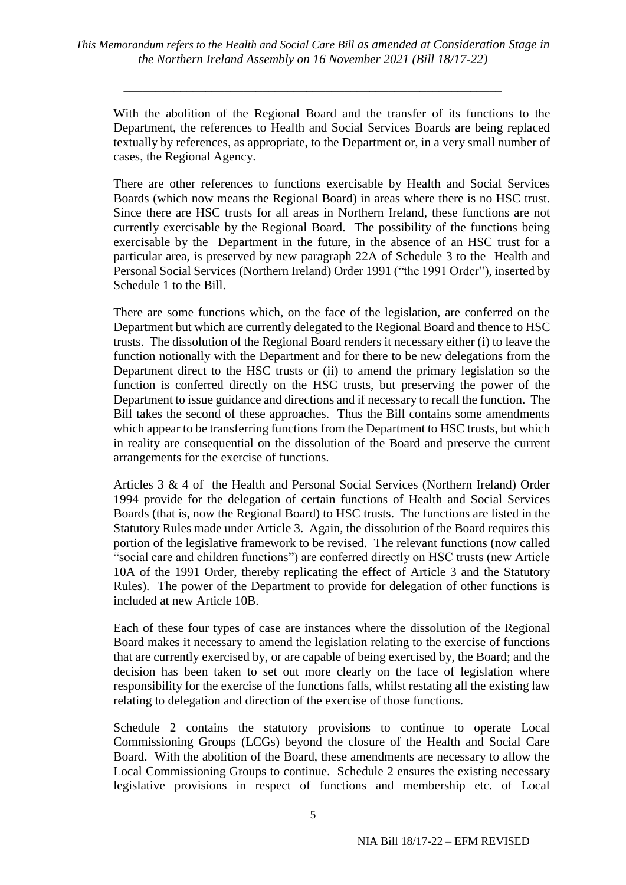With the abolition of the Regional Board and the transfer of its functions to the Department, the references to Health and Social Services Boards are being replaced textually by references, as appropriate, to the Department or, in a very small number of cases, the Regional Agency.

There are other references to functions exercisable by Health and Social Services Boards (which now means the Regional Board) in areas where there is no HSC trust. Since there are HSC trusts for all areas in Northern Ireland, these functions are not currently exercisable by the Regional Board. The possibility of the functions being exercisable by the Department in the future, in the absence of an HSC trust for a particular area, is preserved by new paragraph 22A of Schedule 3 to the Health and Personal Social Services (Northern Ireland) Order 1991 ("the 1991 Order"), inserted by Schedule 1 to the Bill.

There are some functions which, on the face of the legislation, are conferred on the Department but which are currently delegated to the Regional Board and thence to HSC trusts. The dissolution of the Regional Board renders it necessary either (i) to leave the function notionally with the Department and for there to be new delegations from the Department direct to the HSC trusts or (ii) to amend the primary legislation so the function is conferred directly on the HSC trusts, but preserving the power of the Department to issue guidance and directions and if necessary to recall the function. The Bill takes the second of these approaches. Thus the Bill contains some amendments which appear to be transferring functions from the Department to HSC trusts, but which in reality are consequential on the dissolution of the Board and preserve the current arrangements for the exercise of functions.

Articles 3 & 4 of the Health and Personal Social Services (Northern Ireland) Order 1994 provide for the delegation of certain functions of Health and Social Services Boards (that is, now the Regional Board) to HSC trusts. The functions are listed in the Statutory Rules made under Article 3. Again, the dissolution of the Board requires this portion of the legislative framework to be revised. The relevant functions (now called "social care and children functions") are conferred directly on HSC trusts (new Article 10A of the 1991 Order, thereby replicating the effect of Article 3 and the Statutory Rules). The power of the Department to provide for delegation of other functions is included at new Article 10B.

Each of these four types of case are instances where the dissolution of the Regional Board makes it necessary to amend the legislation relating to the exercise of functions that are currently exercised by, or are capable of being exercised by, the Board; and the decision has been taken to set out more clearly on the face of legislation where responsibility for the exercise of the functions falls, whilst restating all the existing law relating to delegation and direction of the exercise of those functions.

Schedule 2 contains the statutory provisions to continue to operate Local Commissioning Groups (LCGs) beyond the closure of the Health and Social Care Board. With the abolition of the Board, these amendments are necessary to allow the Local Commissioning Groups to continue. Schedule 2 ensures the existing necessary legislative provisions in respect of functions and membership etc. of Local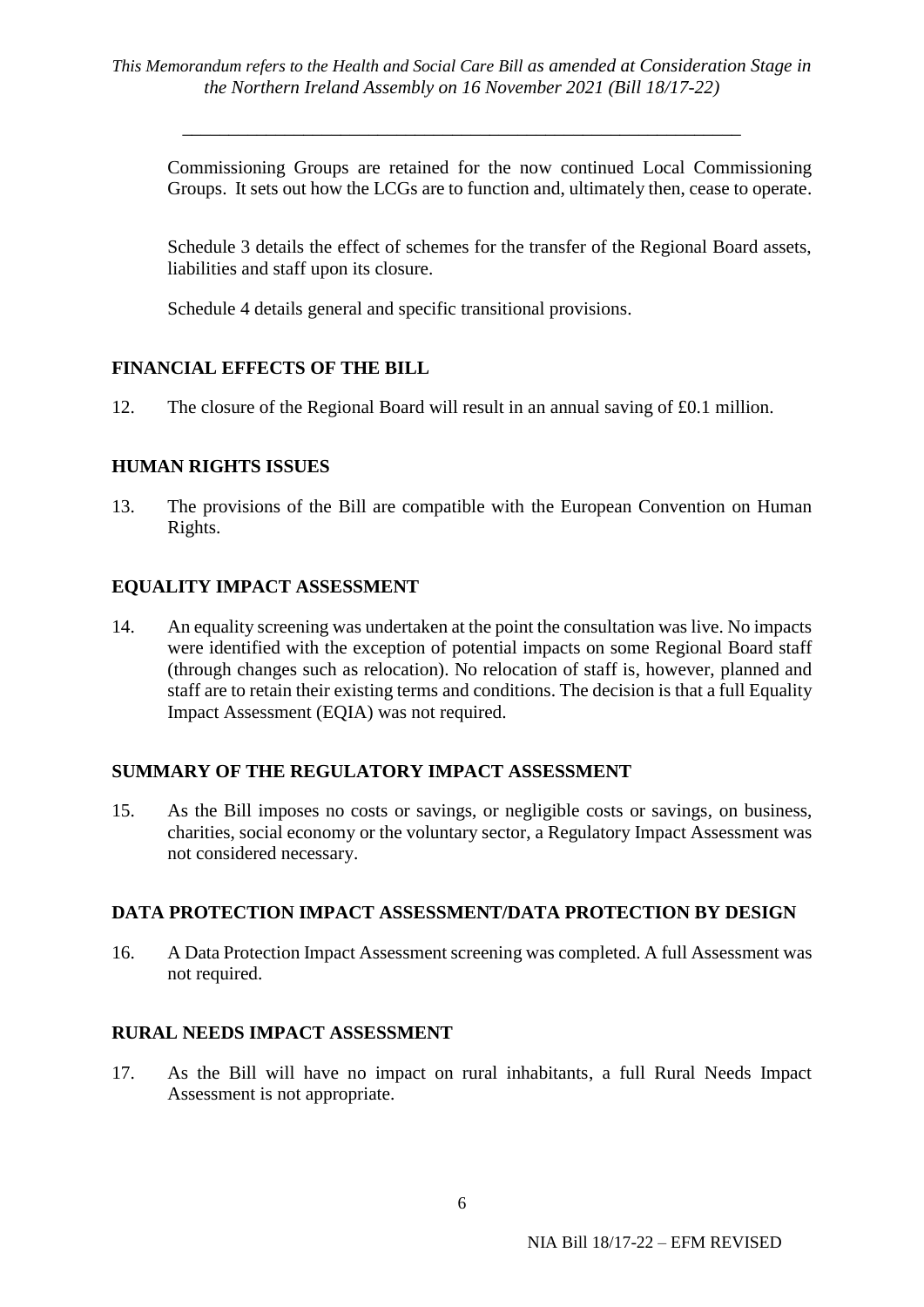Commissioning Groups are retained for the now continued Local Commissioning Groups. It sets out how the LCGs are to function and, ultimately then, cease to operate.

Schedule 3 details the effect of schemes for the transfer of the Regional Board assets, liabilities and staff upon its closure.

Schedule 4 details general and specific transitional provisions.

## FINANCIAL EFFECTS OF THE BILL

12. The closure of the Regional Board will result in an annual saving of £0.1 million.

## HUMAN RIGHTS ISSUES

13. The provisions of the Bill are compatible with the European Convention on Human Rights.

## EQUALITY IMPACT ASSESSMENT

14. An equality screening was undertaken at the point the consultation was live. No impacts were identified with the exception of potential impacts on some Regional Board staff (through changes such as relocation). No relocation of staff is, however, planned and staff are to retain their existing terms and conditions. The decision is that a full Equality Impact Assessment (EQIA) was not required.

## SUMMARY OF THE REGULATORY IMPACT ASSESSMENT

15. As the Bill imposes no costs or savings, or negligible costs or savings, on business, charities, social economy or the voluntary sector, a Regulatory Impact Assessment was not considered necessary.

## DATA PROTECTION IMPACT ASSESSMENT/DATA PROTECTION BY DESIGN

16. A Data Protection Impact Assessment screening was completed. A full Assessment was not required.

## RURAL NEEDS IMPACT ASSESSMENT

17. As the Bill will have no impact on rural inhabitants, a full Rural Needs Impact Assessment is not appropriate.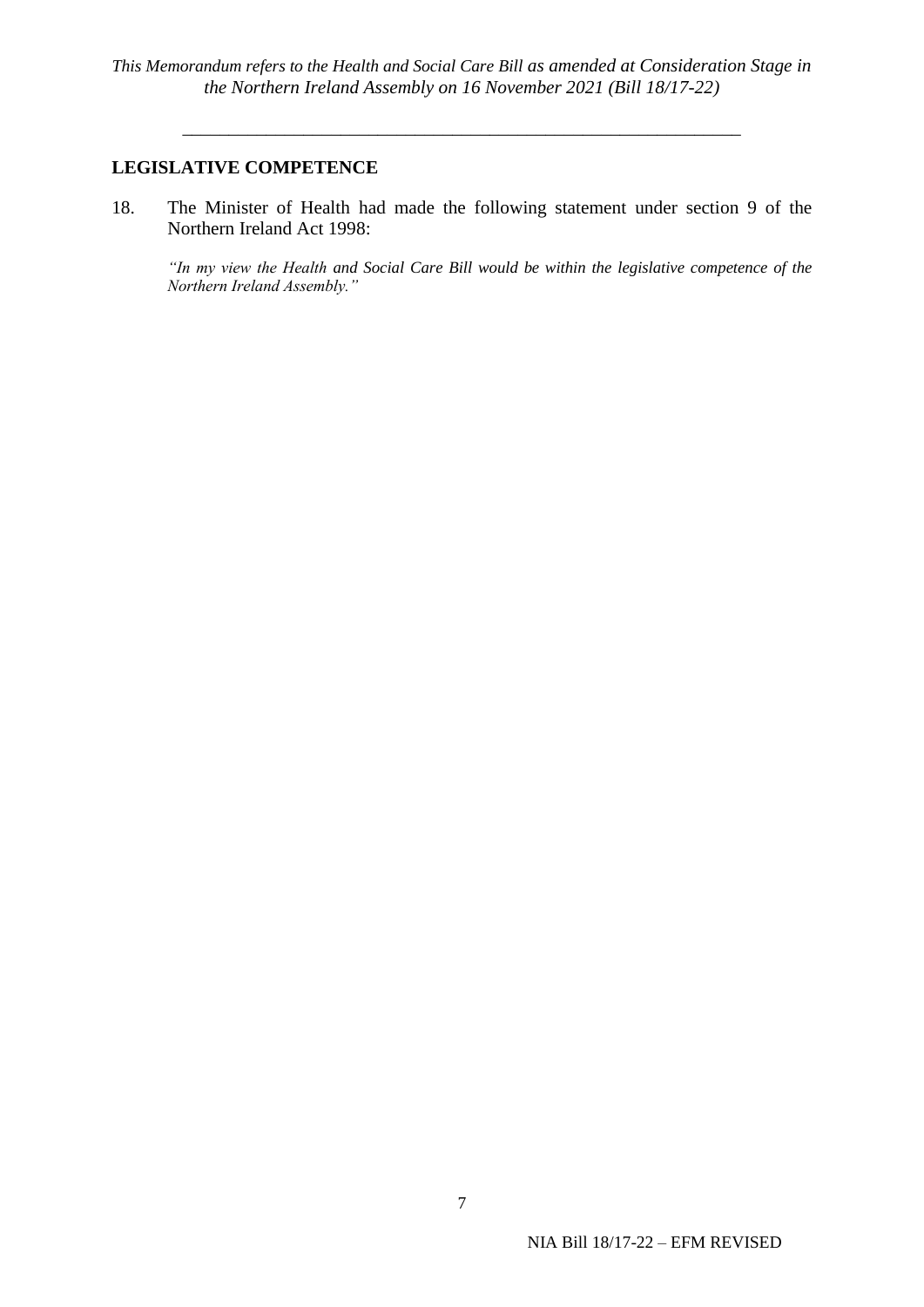## LEGISLATIVE COMPETENCE

18. The Minister of Health had made the following statement under section 9 of the Northern Ireland Act 1998:

*"In my view the Health and Social Care Bill would be within the legislative competence of the Northern Ireland Assembly."*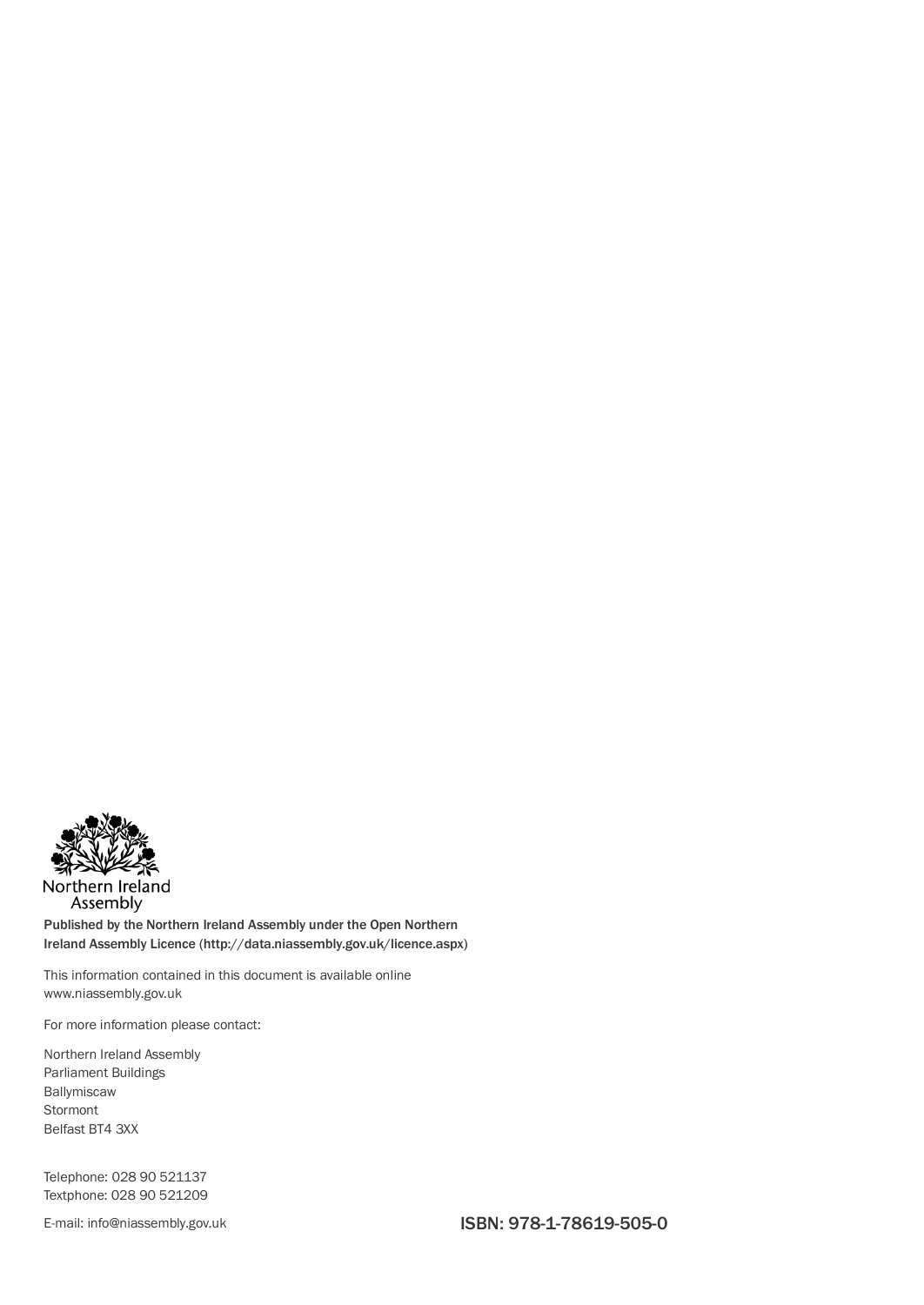Northern Ireland Assembly

Published by the Northern Ireland Assembly under the Open Northern Ireland Assembly Licence (http://data.niassembly.gov.uk/licence.aspx)

This information contained in this document is available online www.niassembly.gov.uk

For more information please contact:

Northern Ireland Assembly
Parliament Buildings
Ballymiscaw
Stormont
Belfast BT4 3XX

Telephone: 028 90 521137
Textphone: 028 90 521209

E-mail: info@niassembly.gov.uk

ISBN: 978-1-78619-505-0